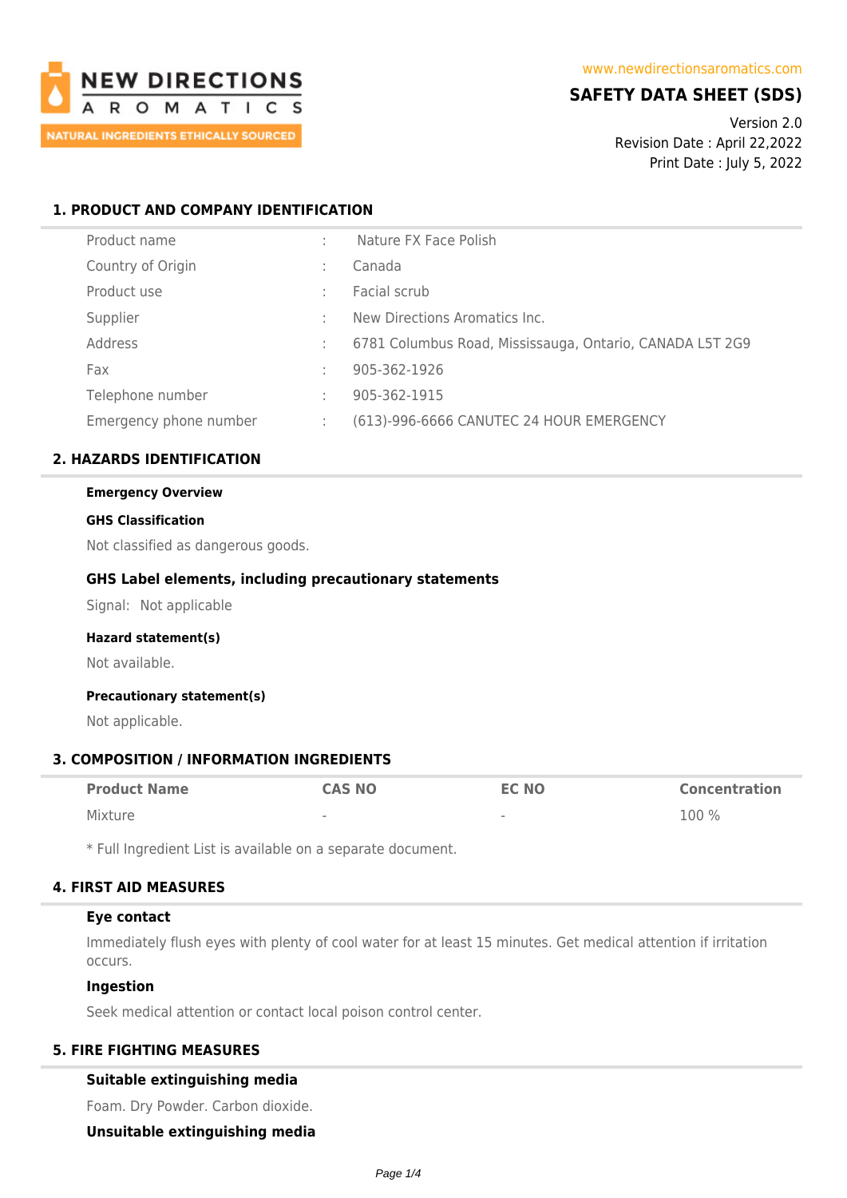NEW DIRECTIONS AROMATICS
NATURAL INGREDIENTS ETHICALLY SOURCED

www.newdirectionsaromatics.com

# SAFETY DATA SHEET (SDS)

Version 2.0
Revision Date : April 22,2022
Print Date : July 5, 2022

## 1. PRODUCT AND COMPANY IDENTIFICATION

| | | |
|---|---|---|
| Product name | : | Nature FX Face Polish |
| Country of Origin | : | Canada |
| Product use | : | Facial scrub |
| Supplier | : | New Directions Aromatics Inc. |
| Address | : | 6781 Columbus Road, Mississauga, Ontario, CANADA L5T 2G9 |
| Fax | : | 905-362-1926 |
| Telephone number | : | 905-362-1915 |
| Emergency phone number | : | (613)-996-6666 CANUTEC 24 HOUR EMERGENCY |

## 2. HAZARDS IDENTIFICATION

**Emergency Overview**

**GHS Classification**

Not classified as dangerous goods.

### GHS Label elements, including precautionary statements

Signal: Not applicable

**Hazard statement(s)**

Not available.

**Precautionary statement(s)**

Not applicable.

## 3. COMPOSITION / INFORMATION INGREDIENTS

| Product Name | CAS NO | EC NO | Concentration |
|---|---|---|---|
| Mixture | - | - | 100 % |

\* Full Ingredient List is available on a separate document.

## 4. FIRST AID MEASURES

### Eye contact

Immediately flush eyes with plenty of cool water for at least 15 minutes. Get medical attention if irritation occurs.

### Ingestion

Seek medical attention or contact local poison control center.

## 5. FIRE FIGHTING MEASURES

### Suitable extinguishing media

Foam. Dry Powder. Carbon dioxide.

### Unsuitable extinguishing media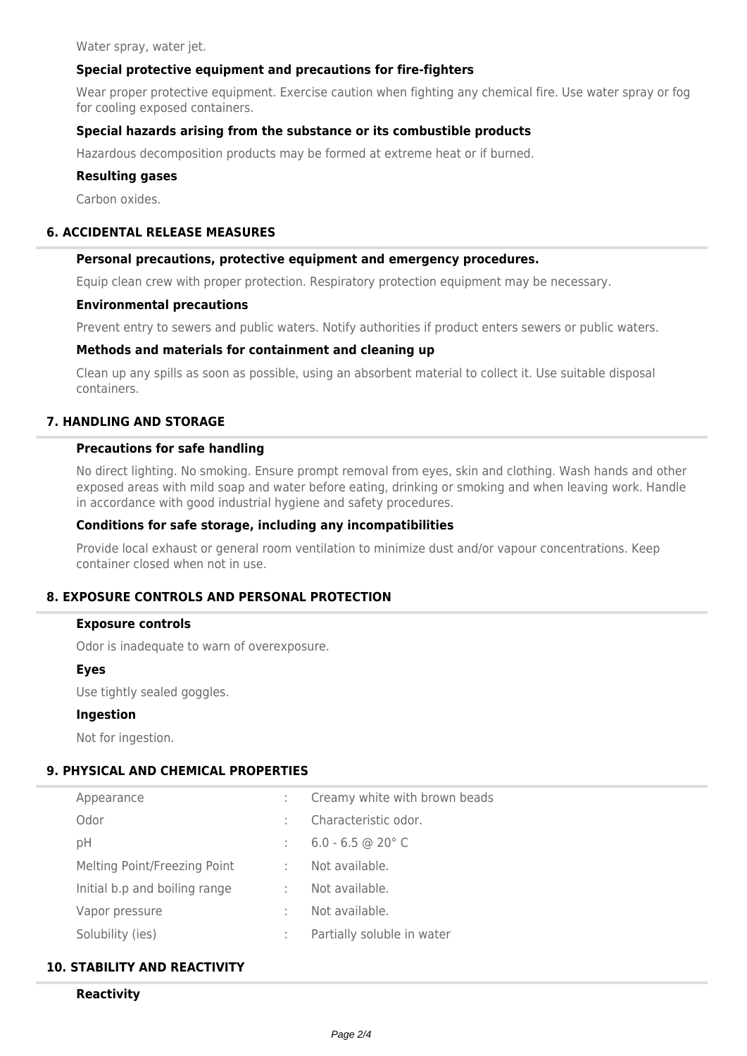Water spray, water jet.

### Special protective equipment and precautions for fire-fighters

Wear proper protective equipment. Exercise caution when fighting any chemical fire. Use water spray or fog for cooling exposed containers.

### Special hazards arising from the substance or its combustible products

Hazardous decomposition products may be formed at extreme heat or if burned.

### Resulting gases

Carbon oxides.

## 6. ACCIDENTAL RELEASE MEASURES

### Personal precautions, protective equipment and emergency procedures.

Equip clean crew with proper protection. Respiratory protection equipment may be necessary.

### Environmental precautions

Prevent entry to sewers and public waters. Notify authorities if product enters sewers or public waters.

### Methods and materials for containment and cleaning up

Clean up any spills as soon as possible, using an absorbent material to collect it. Use suitable disposal containers.

## 7. HANDLING AND STORAGE

### Precautions for safe handling

No direct lighting. No smoking. Ensure prompt removal from eyes, skin and clothing. Wash hands and other exposed areas with mild soap and water before eating, drinking or smoking and when leaving work. Handle in accordance with good industrial hygiene and safety procedures.

### Conditions for safe storage, including any incompatibilities

Provide local exhaust or general room ventilation to minimize dust and/or vapour concentrations. Keep container closed when not in use.

## 8. EXPOSURE CONTROLS AND PERSONAL PROTECTION

### Exposure controls

Odor is inadequate to warn of overexposure.

### Eyes

Use tightly sealed goggles.

### Ingestion

Not for ingestion.

## 9. PHYSICAL AND CHEMICAL PROPERTIES

| | | |
|---|---|---|
| Appearance | : | Creamy white with brown beads |
| Odor | : | Characteristic odor. |
| pH | : | 6.0 - 6.5 @ 20° C |
| Melting Point/Freezing Point | : | Not available. |
| Initial b.p and boiling range | : | Not available. |
| Vapor pressure | : | Not available. |
| Solubility (ies) | : | Partially soluble in water |

## 10. STABILITY AND REACTIVITY

### Reactivity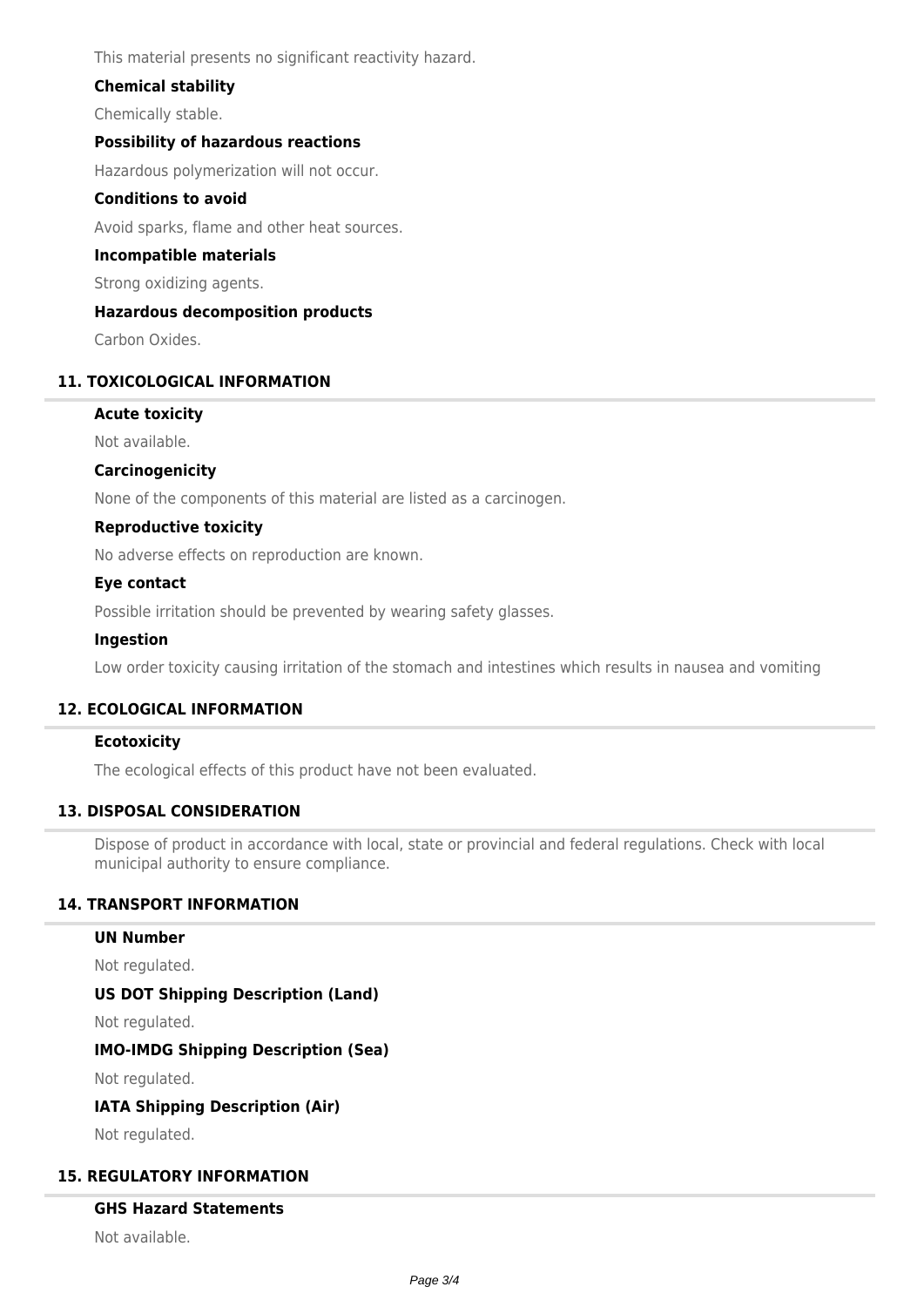This material presents no significant reactivity hazard.

### Chemical stability

Chemically stable.

### Possibility of hazardous reactions

Hazardous polymerization will not occur.

### Conditions to avoid

Avoid sparks, flame and other heat sources.

### Incompatible materials

Strong oxidizing agents.

### Hazardous decomposition products

Carbon Oxides.

## 11. TOXICOLOGICAL INFORMATION

### Acute toxicity

Not available.

### Carcinogenicity

None of the components of this material are listed as a carcinogen.

### Reproductive toxicity

No adverse effects on reproduction are known.

### Eye contact

Possible irritation should be prevented by wearing safety glasses.

### Ingestion

Low order toxicity causing irritation of the stomach and intestines which results in nausea and vomiting

## 12. ECOLOGICAL INFORMATION

### Ecotoxicity

The ecological effects of this product have not been evaluated.

## 13. DISPOSAL CONSIDERATION

Dispose of product in accordance with local, state or provincial and federal regulations. Check with local municipal authority to ensure compliance.

## 14. TRANSPORT INFORMATION

### UN Number

Not regulated.

### US DOT Shipping Description (Land)

Not regulated.

### IMO-IMDG Shipping Description (Sea)

Not regulated.

### IATA Shipping Description (Air)

Not regulated.

## 15. REGULATORY INFORMATION

### GHS Hazard Statements

Not available.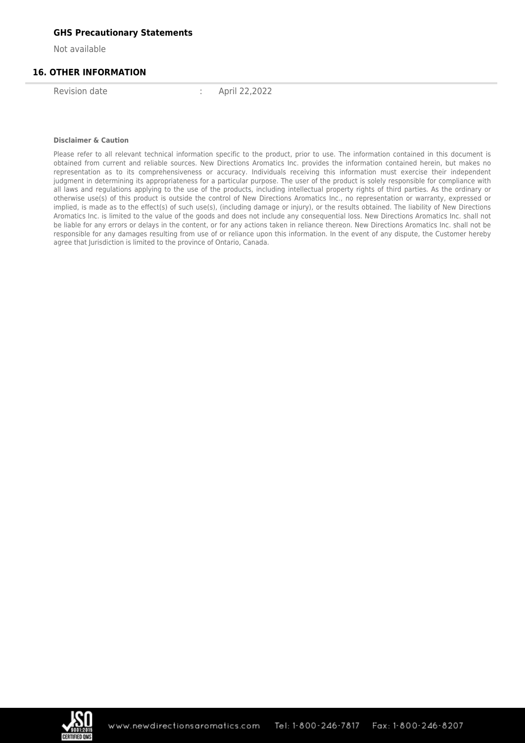### GHS Precautionary Statements

Not available

## 16. OTHER INFORMATION

Revision date : April 22,2022

**Disclaimer & Caution**

Please refer to all relevant technical information specific to the product, prior to use. The information contained in this document is obtained from current and reliable sources. New Directions Aromatics Inc. provides the information contained herein, but makes no representation as to its comprehensiveness or accuracy. Individuals receiving this information must exercise their independent judgment in determining its appropriateness for a particular purpose. The user of the product is solely responsible for compliance with all laws and regulations applying to the use of the products, including intellectual property rights of third parties. As the ordinary or otherwise use(s) of this product is outside the control of New Directions Aromatics Inc., no representation or warranty, expressed or implied, is made as to the effect(s) of such use(s), (including damage or injury), or the results obtained. The liability of New Directions Aromatics Inc. is limited to the value of the goods and does not include any consequential loss. New Directions Aromatics Inc. shall not be liable for any errors or delays in the content, or for any actions taken in reliance thereon. New Directions Aromatics Inc. shall not be responsible for any damages resulting from use of or reliance upon this information. In the event of any dispute, the Customer hereby agree that Jurisdiction is limited to the province of Ontario, Canada.